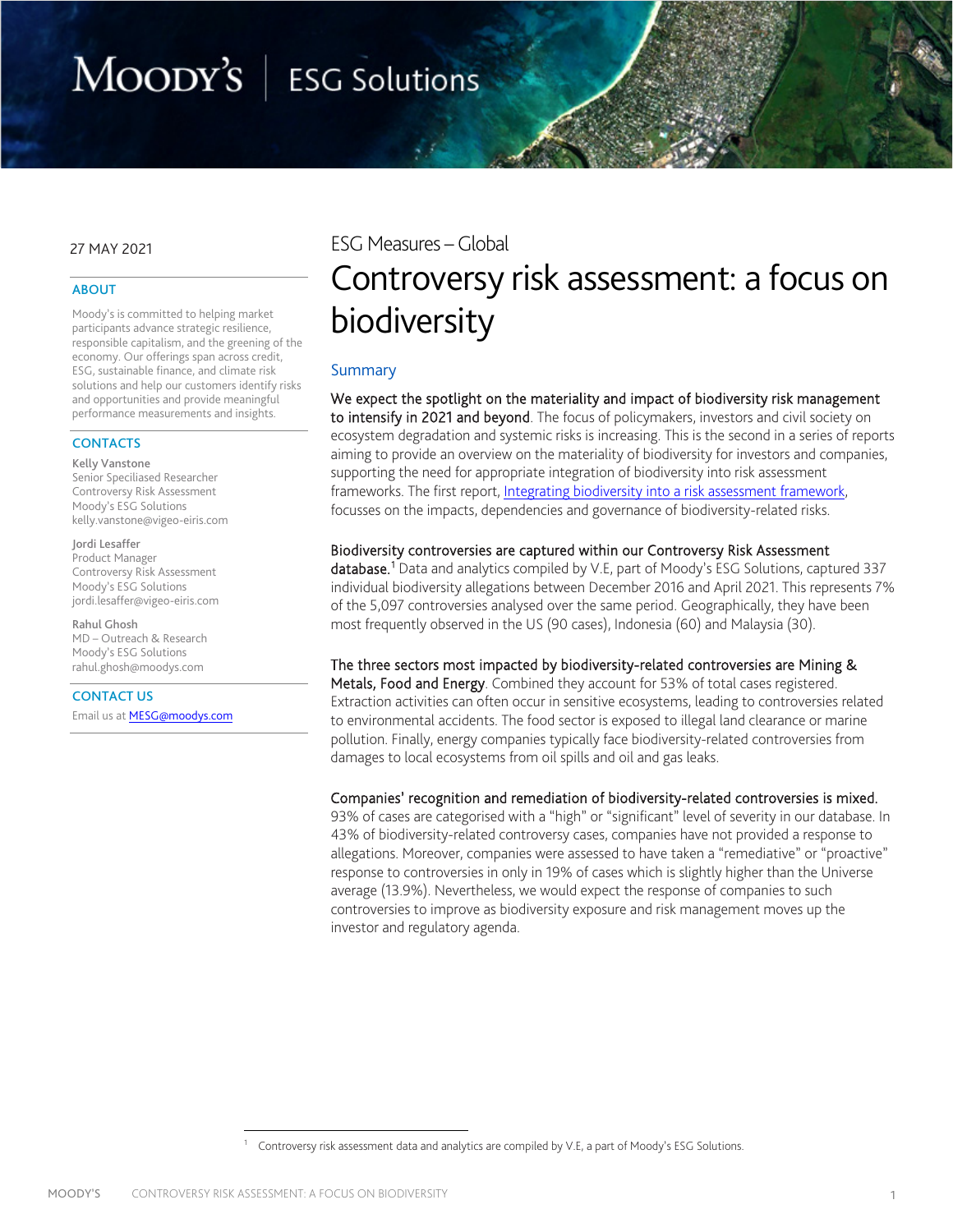27 MAY 2021

ESG Measures – Global

# Controversy risk assessment: a focus on biodiversity

## Summary

**We expect the spotlight on the materiality and impact of biodiversity risk management to intensify in 2021 and beyond**. The focus of policymakers, investors and civil society on ecosystem degradation and systemic risks is increasing. This is the second in a series of reports aiming to provide an overview on the materiality of biodiversity for investors and companies, supporting the need for appropriate integration of biodiversity into risk assessment frameworks. The first report, Integrating biodiversity into a risk assessment framework, focusses on the impacts, dependencies and governance of biodiversity-related risks.

**Biodiversity controversies are captured within our Controversy Risk Assessment database.**[1] Data and analytics compiled by V.E, part of Moody's ESG Solutions, captured 337 individual biodiversity allegations between December 2016 and April 2021. This represents 7% of the 5,097 controversies analysed over the same period. Geographically, they have been most frequently observed in the US (90 cases), Indonesia (60) and Malaysia (30).

**The three sectors most impacted by biodiversity-related controversies are Mining & Metals, Food and Energy**. Combined they account for 53% of total cases registered. Extraction activities can often occur in sensitive ecosystems, leading to controversies related to environmental accidents. The food sector is exposed to illegal land clearance or marine pollution. Finally, energy companies typically face biodiversity-related controversies from damages to local ecosystems from oil spills and oil and gas leaks.

**Companies' recognition and remediation of biodiversity-related controversies is mixed.** 93% of cases are categorised with a "high" or "significant" level of severity in our database. In 43% of biodiversity-related controversy cases, companies have not provided a response to allegations. Moreover, companies were assessed to have taken a "remediative" or "proactive" response to controversies in only in 19% of cases which is slightly higher than the Universe average (13.9%). Nevertheless, we would expect the response of companies to such controversies to improve as biodiversity exposure and risk management moves up the investor and regulatory agenda.

### ABOUT

Moody's is committed to helping market participants advance strategic resilience, responsible capitalism, and the greening of the economy. Our offerings span across credit, ESG, sustainable finance, and climate risk solutions and help our customers identify risks and opportunities and provide meaningful performance measurements and insights.

### CONTACTS

**Kelly Vanstone**
Senior Speciliased Researcher
Controversy Risk Assessment
Moody's ESG Solutions
kelly.vanstone@vigeo-eiris.com

**Jordi Lesaffer**
Product Manager
Controversy Risk Assessment
Moody's ESG Solutions
jordi.lesaffer@vigeo-eiris.com

**Rahul Ghosh**
MD – Outreach & Research
Moody's ESG Solutions
rahul.ghosh@moodys.com

### CONTACT US

Email us at MESG@moodys.com

---

[1] Controversy risk assessment data and analytics are compiled by V.E, a part of Moody's ESG Solutions.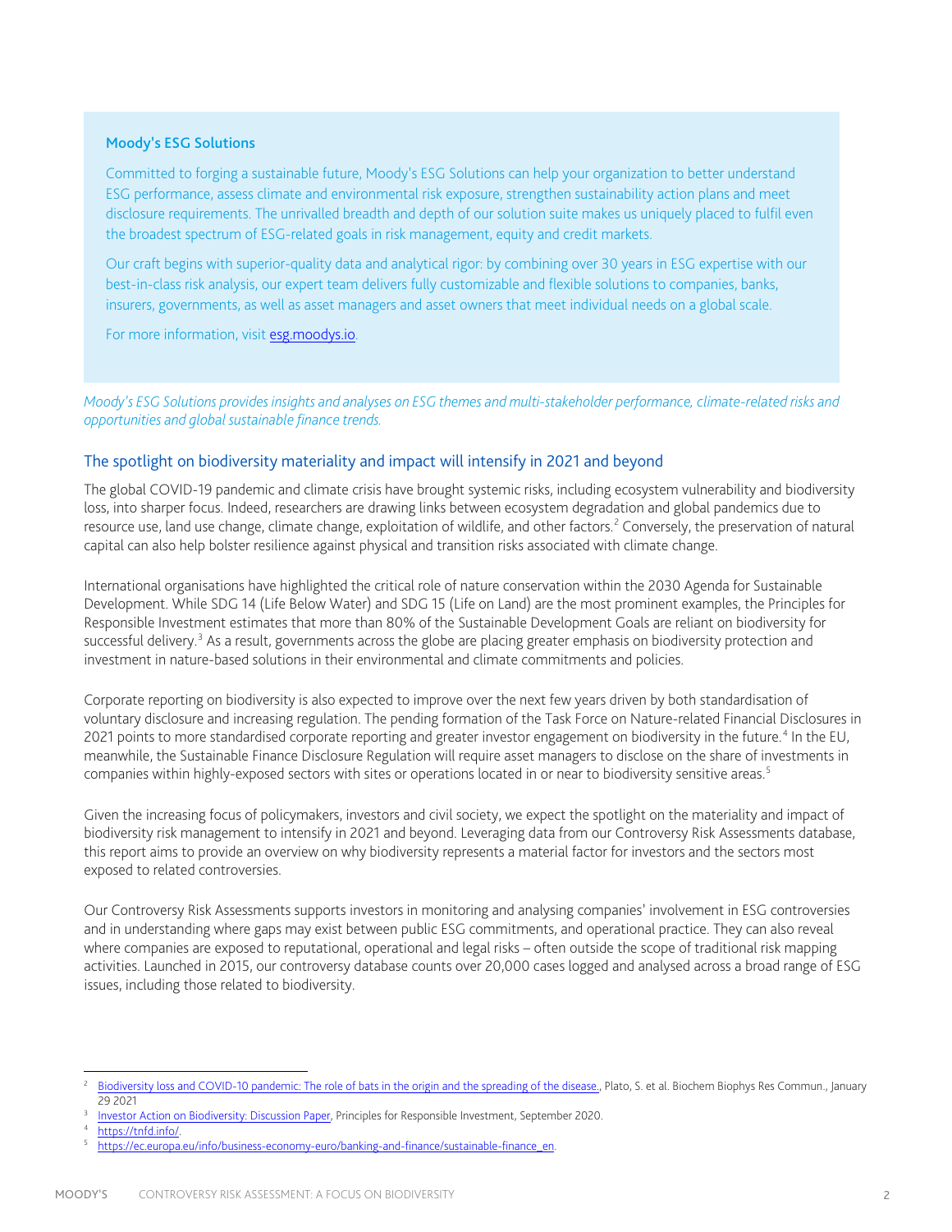### Moody's ESG Solutions

Committed to forging a sustainable future, Moody's ESG Solutions can help your organization to better understand ESG performance, assess climate and environmental risk exposure, strengthen sustainability action plans and meet disclosure requirements. The unrivalled breadth and depth of our solution suite makes us uniquely placed to fulfil even the broadest spectrum of ESG-related goals in risk management, equity and credit markets.

Our craft begins with superior-quality data and analytical rigor: by combining over 30 years in ESG expertise with our best-in-class risk analysis, our expert team delivers fully customizable and flexible solutions to companies, banks, insurers, governments, as well as asset managers and asset owners that meet individual needs on a global scale.

For more information, visit [esg.moodys.io](esg.moodys.io).

*Moody's ESG Solutions provides insights and analyses on ESG themes and multi-stakeholder performance, climate-related risks and opportunities and global sustainable finance trends.*

## The spotlight on biodiversity materiality and impact will intensify in 2021 and beyond

The global COVID-19 pandemic and climate crisis have brought systemic risks, including ecosystem vulnerability and biodiversity loss, into sharper focus. Indeed, researchers are drawing links between ecosystem degradation and global pandemics due to resource use, land use change, climate change, exploitation of wildlife, and other factors.[2] Conversely, the preservation of natural capital can also help bolster resilience against physical and transition risks associated with climate change.

International organisations have highlighted the critical role of nature conservation within the 2030 Agenda for Sustainable Development. While SDG 14 (Life Below Water) and SDG 15 (Life on Land) are the most prominent examples, the Principles for Responsible Investment estimates that more than 80% of the Sustainable Development Goals are reliant on biodiversity for successful delivery.[3] As a result, governments across the globe are placing greater emphasis on biodiversity protection and investment in nature-based solutions in their environmental and climate commitments and policies.

Corporate reporting on biodiversity is also expected to improve over the next few years driven by both standardisation of voluntary disclosure and increasing regulation. The pending formation of the Task Force on Nature-related Financial Disclosures in 2021 points to more standardised corporate reporting and greater investor engagement on biodiversity in the future.[4] In the EU, meanwhile, the Sustainable Finance Disclosure Regulation will require asset managers to disclose on the share of investments in companies within highly-exposed sectors with sites or operations located in or near to biodiversity sensitive areas.[5]

Given the increasing focus of policymakers, investors and civil society, we expect the spotlight on the materiality and impact of biodiversity risk management to intensify in 2021 and beyond. Leveraging data from our Controversy Risk Assessments database, this report aims to provide an overview on why biodiversity represents a material factor for investors and the sectors most exposed to related controversies.

Our Controversy Risk Assessments supports investors in monitoring and analysing companies' involvement in ESG controversies and in understanding where gaps may exist between public ESG commitments, and operational practice. They can also reveal where companies are exposed to reputational, operational and legal risks – often outside the scope of traditional risk mapping activities. Launched in 2015, our controversy database counts over 20,000 cases logged and analysed across a broad range of ESG issues, including those related to biodiversity.

---

[2] Biodiversity loss and COVID-10 pandemic: The role of bats in the origin and the spreading of the disease., Plato, S. et al. Biochem Biophys Res Commun., January 29 2021

[3] Investor Action on Biodiversity: Discussion Paper, Principles for Responsible Investment, September 2020.

[4] https://tnfd.info/.

[5] https://ec.europa.eu/info/business-economy-euro/banking-and-finance/sustainable-finance_en.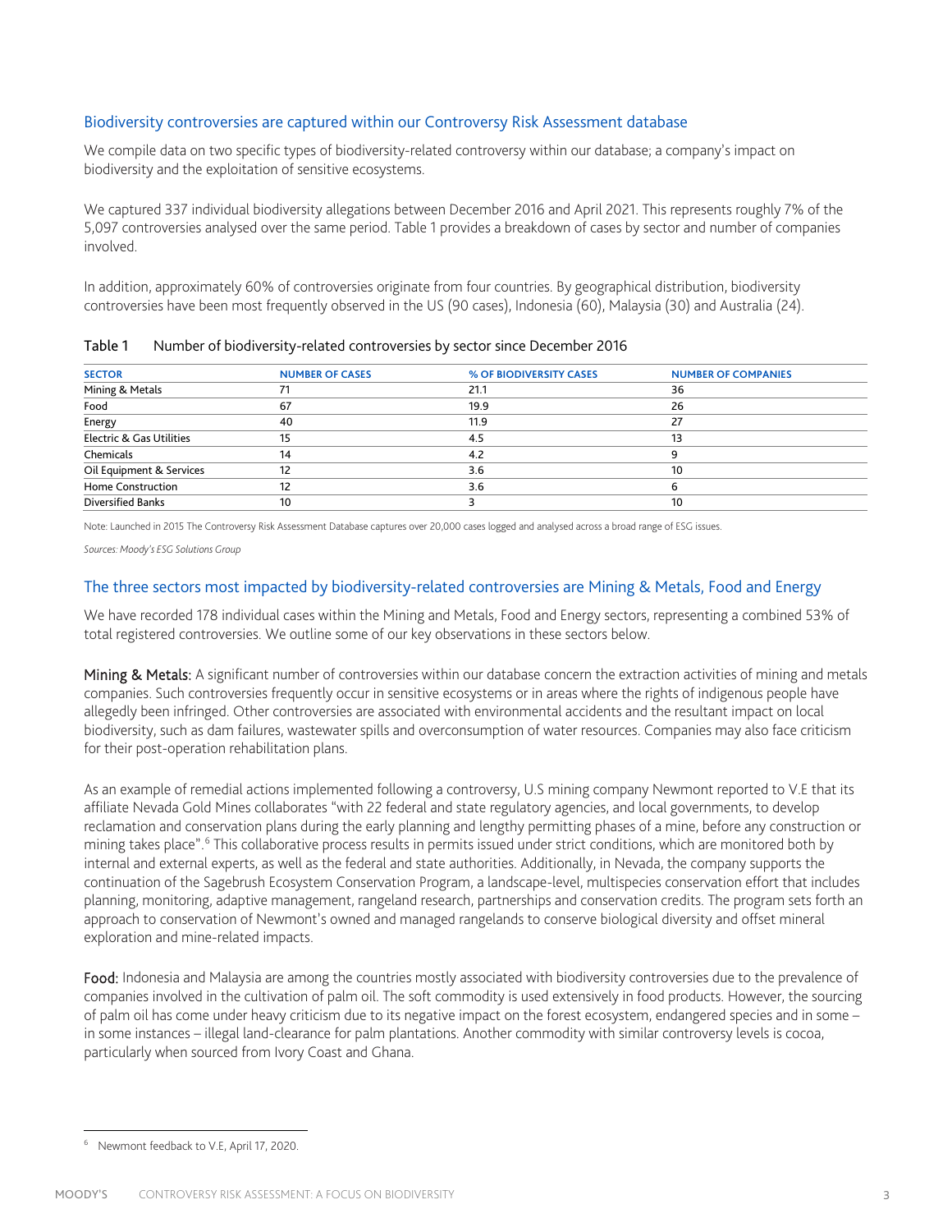## Biodiversity controversies are captured within our Controversy Risk Assessment database

We compile data on two specific types of biodiversity-related controversy within our database; a company's impact on biodiversity and the exploitation of sensitive ecosystems.

We captured 337 individual biodiversity allegations between December 2016 and April 2021. This represents roughly 7% of the 5,097 controversies analysed over the same period. Table 1 provides a breakdown of cases by sector and number of companies involved.

In addition, approximately 60% of controversies originate from four countries. By geographical distribution, biodiversity controversies have been most frequently observed in the US (90 cases), Indonesia (60), Malaysia (30) and Australia (24).

Table 1 Number of biodiversity-related controversies by sector since December 2016

| SECTOR | NUMBER OF CASES | % OF BIODIVERSITY CASES | NUMBER OF COMPANIES |
|---|---|---|---|
| Mining & Metals | 71 | 21.1 | 36 |
| Food | 67 | 19.9 | 26 |
| Energy | 40 | 11.9 | 27 |
| Electric & Gas Utilities | 15 | 4.5 | 13 |
| Chemicals | 14 | 4.2 | 9 |
| Oil Equipment & Services | 12 | 3.6 | 10 |
| Home Construction | 12 | 3.6 | 6 |
| Diversified Banks | 10 | 3 | 10 |

Note: Launched in 2015 The Controversy Risk Assessment Database captures over 20,000 cases logged and analysed across a broad range of ESG issues.

*Sources: Moody's ESG Solutions Group*

## The three sectors most impacted by biodiversity-related controversies are Mining & Metals, Food and Energy

We have recorded 178 individual cases within the Mining and Metals, Food and Energy sectors, representing a combined 53% of total registered controversies. We outline some of our key observations in these sectors below.

**Mining & Metals:** A significant number of controversies within our database concern the extraction activities of mining and metals companies. Such controversies frequently occur in sensitive ecosystems or in areas where the rights of indigenous people have allegedly been infringed. Other controversies are associated with environmental accidents and the resultant impact on local biodiversity, such as dam failures, wastewater spills and overconsumption of water resources. Companies may also face criticism for their post-operation rehabilitation plans.

As an example of remedial actions implemented following a controversy, U.S mining company Newmont reported to V.E that its affiliate Nevada Gold Mines collaborates "with 22 federal and state regulatory agencies, and local governments, to develop reclamation and conservation plans during the early planning and lengthy permitting phases of a mine, before any construction or mining takes place".[6] This collaborative process results in permits issued under strict conditions, which are monitored both by internal and external experts, as well as the federal and state authorities. Additionally, in Nevada, the company supports the continuation of the Sagebrush Ecosystem Conservation Program, a landscape-level, multispecies conservation effort that includes planning, monitoring, adaptive management, rangeland research, partnerships and conservation credits. The program sets forth an approach to conservation of Newmont's owned and managed rangelands to conserve biological diversity and offset mineral exploration and mine-related impacts.

**Food:** Indonesia and Malaysia are among the countries mostly associated with biodiversity controversies due to the prevalence of companies involved in the cultivation of palm oil. The soft commodity is used extensively in food products. However, the sourcing of palm oil has come under heavy criticism due to its negative impact on the forest ecosystem, endangered species and in some – in some instances – illegal land-clearance for palm plantations. Another commodity with similar controversy levels is cocoa, particularly when sourced from Ivory Coast and Ghana.

[6] Newmont feedback to V.E, April 17, 2020.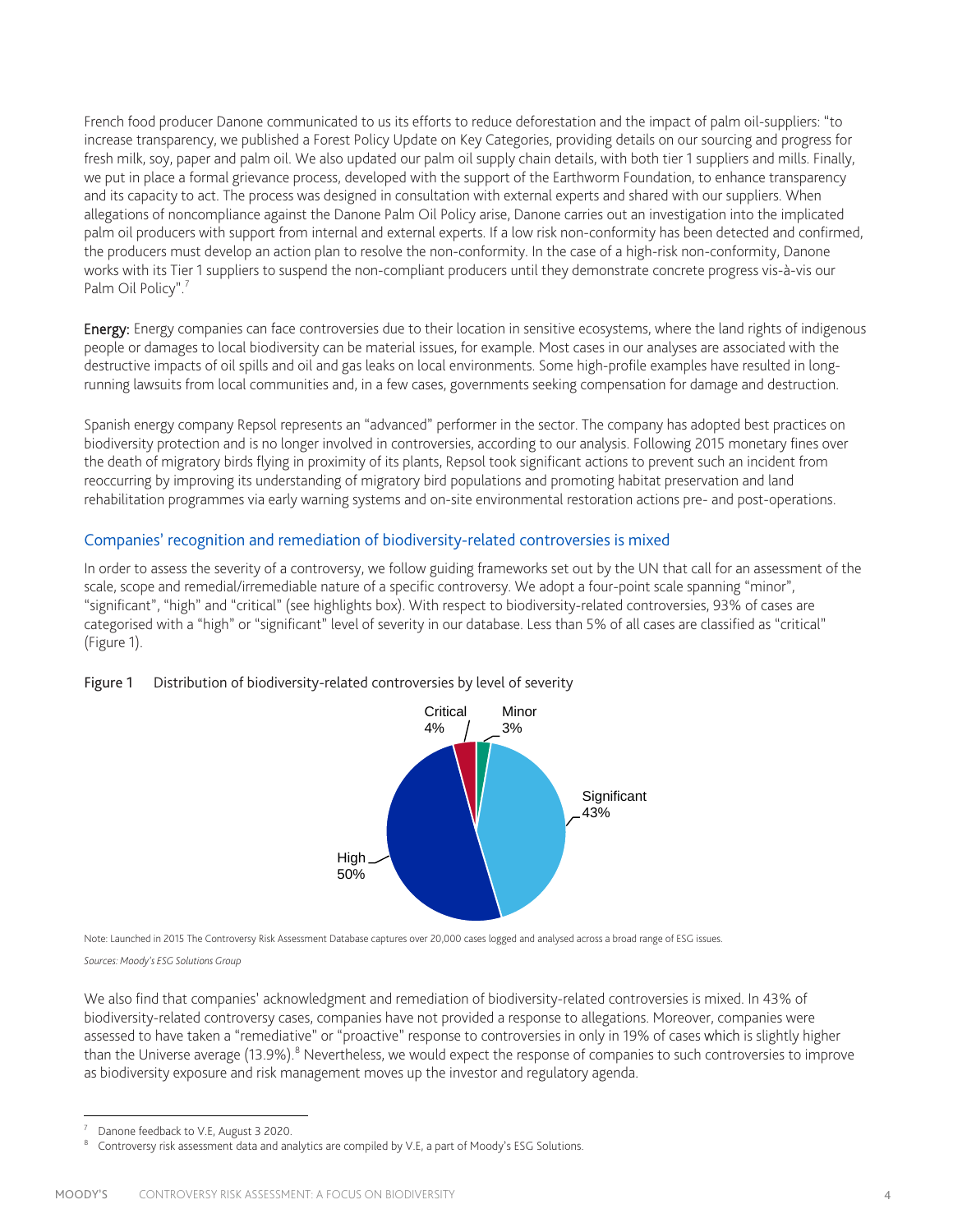French food producer Danone communicated to us its efforts to reduce deforestation and the impact of palm oil-suppliers: "to increase transparency, we published a Forest Policy Update on Key Categories, providing details on our sourcing and progress for fresh milk, soy, paper and palm oil. We also updated our palm oil supply chain details, with both tier 1 suppliers and mills. Finally, we put in place a formal grievance process, developed with the support of the Earthworm Foundation, to enhance transparency and its capacity to act. The process was designed in consultation with external experts and shared with our suppliers. When allegations of noncompliance against the Danone Palm Oil Policy arise, Danone carries out an investigation into the implicated palm oil producers with support from internal and external experts. If a low risk non-conformity has been detected and confirmed, the producers must develop an action plan to resolve the non-conformity. In the case of a high-risk non-conformity, Danone works with its Tier 1 suppliers to suspend the non-compliant producers until they demonstrate concrete progress vis-à-vis our Palm Oil Policy".[7]

**Energy:** Energy companies can face controversies due to their location in sensitive ecosystems, where the land rights of indigenous people or damages to local biodiversity can be material issues, for example. Most cases in our analyses are associated with the destructive impacts of oil spills and oil and gas leaks on local environments. Some high-profile examples have resulted in long-running lawsuits from local communities and, in a few cases, governments seeking compensation for damage and destruction.

Spanish energy company Repsol represents an "advanced" performer in the sector. The company has adopted best practices on biodiversity protection and is no longer involved in controversies, according to our analysis. Following 2015 monetary fines over the death of migratory birds flying in proximity of its plants, Repsol took significant actions to prevent such an incident from reoccurring by improving its understanding of migratory bird populations and promoting habitat preservation and land rehabilitation programmes via early warning systems and on-site environmental restoration actions pre- and post-operations.

## Companies' recognition and remediation of biodiversity-related controversies is mixed

In order to assess the severity of a controversy, we follow guiding frameworks set out by the UN that call for an assessment of the scale, scope and remedial/irremediable nature of a specific controversy. We adopt a four-point scale spanning "minor", "significant", "high" and "critical" (see highlights box). With respect to biodiversity-related controversies, 93% of cases are categorised with a "high" or "significant" level of severity in our database. Less than 5% of all cases are classified as "critical" (Figure 1).

Figure 1 Distribution of biodiversity-related controversies by level of severity

| Severity | Share |
|---|---|
| Critical | 4% |
| Minor | 3% |
| Significant | 43% |
| High | 50% |

Note: Launched in 2015 The Controversy Risk Assessment Database captures over 20,000 cases logged and analysed across a broad range of ESG issues.

*Sources: Moody's ESG Solutions Group*

We also find that companies' acknowledgment and remediation of biodiversity-related controversies is mixed. In 43% of biodiversity-related controversy cases, companies have not provided a response to allegations. Moreover, companies were assessed to have taken a "remediative" or "proactive" response to controversies in only 19% of cases which is slightly higher than the Universe average (13.9%).[8] Nevertheless, we would expect the response of companies to such controversies to improve as biodiversity exposure and risk management moves up the investor and regulatory agenda.

---

[7] Danone feedback to V.E, August 3 2020.

[8] Controversy risk assessment data and analytics are compiled by V.E, a part of Moody's ESG Solutions.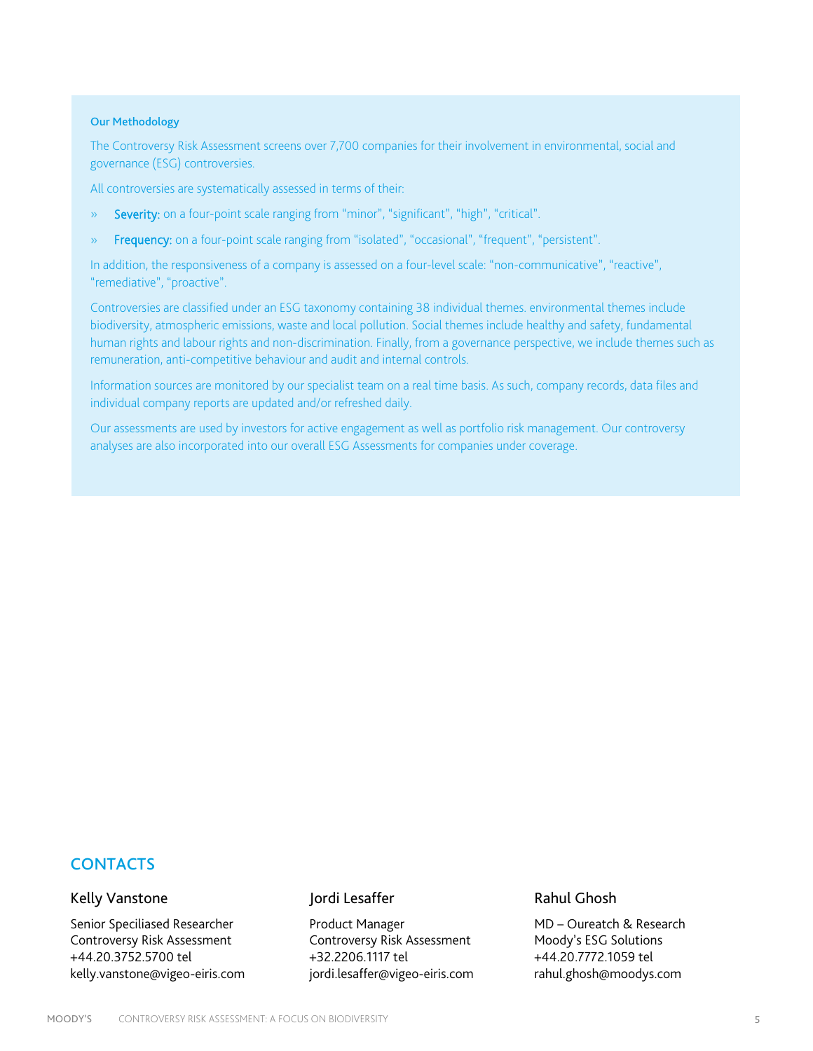### Our Methodology

The Controversy Risk Assessment screens over 7,700 companies for their involvement in environmental, social and governance (ESG) controversies.

All controversies are systematically assessed in terms of their:

- **Severity:** on a four-point scale ranging from "minor", "significant", "high", "critical".
- **Frequency:** on a four-point scale ranging from "isolated", "occasional", "frequent", "persistent".

In addition, the responsiveness of a company is assessed on a four-level scale: "non-communicative", "reactive", "remediative", "proactive".

Controversies are classified under an ESG taxonomy containing 38 individual themes. environmental themes include biodiversity, atmospheric emissions, waste and local pollution. Social themes include healthy and safety, fundamental human rights and labour rights and non-discrimination. Finally, from a governance perspective, we include themes such as remuneration, anti-competitive behaviour and audit and internal controls.

Information sources are monitored by our specialist team on a real time basis. As such, company records, data files and individual company reports are updated and/or refreshed daily.

Our assessments are used by investors for active engagement as well as portfolio risk management. Our controversy analyses are also incorporated into our overall ESG Assessments for companies under coverage.

## CONTACTS

**Kelly Vanstone**

Senior Speciliased Researcher
Controversy Risk Assessment
+44.20.3752.5700 tel
kelly.vanstone@vigeo-eiris.com

**Jordi Lesaffer**

Product Manager
Controversy Risk Assessment
+32.2206.1117 tel
jordi.lesaffer@vigeo-eiris.com

**Rahul Ghosh**

MD – Oureatch & Research
Moody's ESG Solutions
+44.20.7772.1059 tel
rahul.ghosh@moodys.com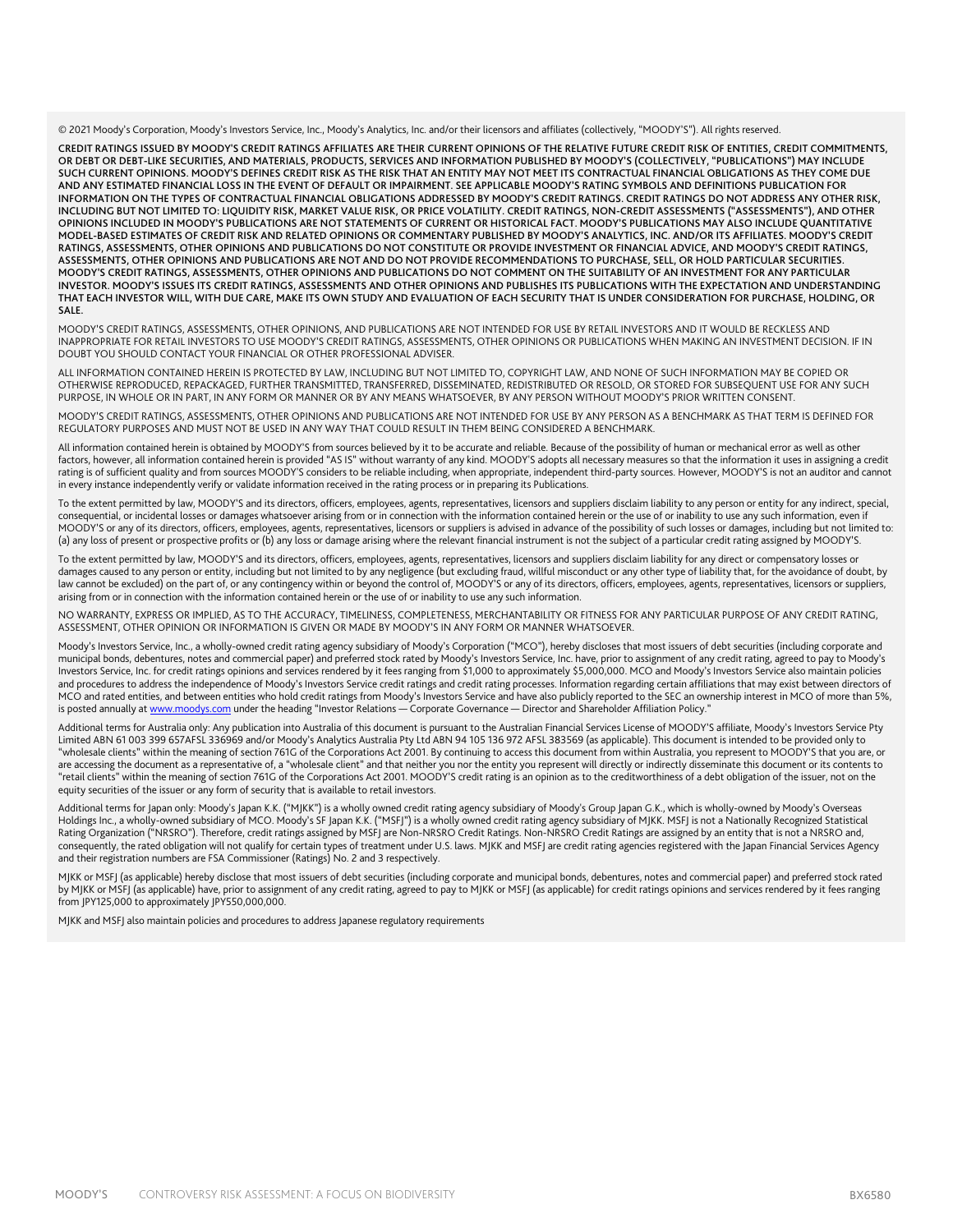© 2021 Moody's Corporation, Moody's Investors Service, Inc., Moody's Analytics, Inc. and/or their licensors and affiliates (collectively, "MOODY'S"). All rights reserved.

**CREDIT RATINGS ISSUED BY MOODY'S CREDIT RATINGS AFFILIATES ARE THEIR CURRENT OPINIONS OF THE RELATIVE FUTURE CREDIT RISK OF ENTITIES, CREDIT COMMITMENTS, OR DEBT OR DEBT-LIKE SECURITIES, AND MATERIALS, PRODUCTS, SERVICES AND INFORMATION PUBLISHED BY MOODY'S (COLLECTIVELY, "PUBLICATIONS") MAY INCLUDE SUCH CURRENT OPINIONS. MOODY'S DEFINES CREDIT RISK AS THE RISK THAT AN ENTITY MAY NOT MEET ITS CONTRACTUAL FINANCIAL OBLIGATIONS AS THEY COME DUE AND ANY ESTIMATED FINANCIAL LOSS IN THE EVENT OF DEFAULT OR IMPAIRMENT. SEE APPLICABLE MOODY'S RATING SYMBOLS AND DEFINITIONS PUBLICATION FOR INFORMATION ON THE TYPES OF CONTRACTUAL FINANCIAL OBLIGATIONS ADDRESSED BY MOODY'S CREDIT RATINGS. CREDIT RATINGS DO NOT ADDRESS ANY OTHER RISK, INCLUDING BUT NOT LIMITED TO: LIQUIDITY RISK, MARKET VALUE RISK, OR PRICE VOLATILITY. CREDIT RATINGS, NON-CREDIT ASSESSMENTS ("ASSESSMENTS"), AND OTHER OPINIONS INCLUDED IN MOODY'S PUBLICATIONS ARE NOT STATEMENTS OF CURRENT OR HISTORICAL FACT. MOODY'S PUBLICATIONS MAY ALSO INCLUDE QUANTITATIVE MODEL-BASED ESTIMATES OF CREDIT RISK AND RELATED OPINIONS OR COMMENTARY PUBLISHED BY MOODY'S ANALYTICS, INC. AND/OR ITS AFFILIATES. MOODY'S CREDIT RATINGS, ASSESSMENTS, OTHER OPINIONS AND PUBLICATIONS DO NOT CONSTITUTE OR PROVIDE INVESTMENT OR FINANCIAL ADVICE, AND MOODY'S CREDIT RATINGS, ASSESSMENTS, OTHER OPINIONS AND PUBLICATIONS ARE NOT AND DO NOT PROVIDE RECOMMENDATIONS TO PURCHASE, SELL, OR HOLD PARTICULAR SECURITIES. MOODY'S CREDIT RATINGS, ASSESSMENTS, OTHER OPINIONS AND PUBLICATIONS DO NOT COMMENT ON THE SUITABILITY OF AN INVESTMENT FOR ANY PARTICULAR INVESTOR. MOODY'S ISSUES ITS CREDIT RATINGS, ASSESSMENTS AND OTHER OPINIONS AND PUBLISHES ITS PUBLICATIONS WITH THE EXPECTATION AND UNDERSTANDING THAT EACH INVESTOR WILL, WITH DUE CARE, MAKE ITS OWN STUDY AND EVALUATION OF EACH SECURITY THAT IS UNDER CONSIDERATION FOR PURCHASE, HOLDING, OR SALE.**

MOODY'S CREDIT RATINGS, ASSESSMENTS, OTHER OPINIONS, AND PUBLICATIONS ARE NOT INTENDED FOR USE BY RETAIL INVESTORS AND IT WOULD BE RECKLESS AND INAPPROPRIATE FOR RETAIL INVESTORS TO USE MOODY'S CREDIT RATINGS, ASSESSMENTS, OTHER OPINIONS OR PUBLICATIONS WHEN MAKING AN INVESTMENT DECISION. IF IN DOUBT YOU SHOULD CONTACT YOUR FINANCIAL OR OTHER PROFESSIONAL ADVISER.

ALL INFORMATION CONTAINED HEREIN IS PROTECTED BY LAW, INCLUDING BUT NOT LIMITED TO, COPYRIGHT LAW, AND NONE OF SUCH INFORMATION MAY BE COPIED OR OTHERWISE REPRODUCED, REPACKAGED, FURTHER TRANSMITTED, TRANSFERRED, DISSEMINATED, REDISTRIBUTED OR RESOLD, OR STORED FOR SUBSEQUENT USE FOR ANY SUCH PURPOSE, IN WHOLE OR IN PART, IN ANY FORM OR MANNER OR BY ANY MEANS WHATSOEVER, BY ANY PERSON WITHOUT MOODY'S PRIOR WRITTEN CONSENT.

MOODY'S CREDIT RATINGS, ASSESSMENTS, OTHER OPINIONS AND PUBLICATIONS ARE NOT INTENDED FOR USE BY ANY PERSON AS A BENCHMARK AS THAT TERM IS DEFINED FOR REGULATORY PURPOSES AND MUST NOT BE USED IN ANY WAY THAT COULD RESULT IN THEM BEING CONSIDERED A BENCHMARK.

All information contained herein is obtained by MOODY'S from sources believed by it to be accurate and reliable. Because of the possibility of human or mechanical error as well as other factors, however, all information contained herein is provided "AS IS" without warranty of any kind. MOODY'S adopts all necessary measures so that the information it uses in assigning a credit rating is of sufficient quality and from sources MOODY'S considers to be reliable including, when appropriate, independent third-party sources. However, MOODY'S is not an auditor and cannot in every instance independently verify or validate information received in the rating process or in preparing its Publications.

To the extent permitted by law, MOODY'S and its directors, officers, employees, agents, representatives, licensors and suppliers disclaim liability to any person or entity for any indirect, special, consequential, or incidental losses or damages whatsoever arising from or in connection with the information contained herein or the use of or inability to use any such information, even if MOODY'S or any of its directors, officers, employees, agents, representatives, licensors or suppliers is advised in advance of the possibility of such losses or damages, including but not limited to: (a) any loss of present or prospective profits or (b) any loss or damage arising where the relevant financial instrument is not the subject of a particular credit rating assigned by MOODY'S.

To the extent permitted by law, MOODY'S and its directors, officers, employees, agents, representatives, licensors and suppliers disclaim liability for any direct or compensatory losses or damages caused to any person or entity, including but not limited to by any negligence (but excluding fraud, willful misconduct or any other type of liability that, for the avoidance of doubt, by law cannot be excluded) on the part of, or any contingency within or beyond the control of, MOODY'S or any of its directors, officers, employees, agents, representatives, licensors or suppliers, arising from or in connection with the information contained herein or the use of or inability to use any such information.

NO WARRANTY, EXPRESS OR IMPLIED, AS TO THE ACCURACY, TIMELINESS, COMPLETENESS, MERCHANTABILITY OR FITNESS FOR ANY PARTICULAR PURPOSE OF ANY CREDIT RATING, ASSESSMENT, OTHER OPINION OR INFORMATION IS GIVEN OR MADE BY MOODY'S IN ANY FORM OR MANNER WHATSOEVER.

Moody's Investors Service, Inc., a wholly-owned credit rating agency subsidiary of Moody's Corporation ("MCO"), hereby discloses that most issuers of debt securities (including corporate and municipal bonds, debentures, notes and commercial paper) and preferred stock rated by Moody's Investors Service, Inc. have, prior to assignment of any credit rating, agreed to pay to Moody's Investors Service, Inc. for credit ratings opinions and services rendered by it fees ranging from $1,000 to approximately $5,000,000. MCO and Moody's Investors Service also maintain policies and procedures to address the independence of Moody's Investors Service credit ratings and credit rating processes. Information regarding certain affiliations that may exist between directors of MCO and rated entities, and between entities who hold credit ratings from Moody's Investors Service and have also publicly reported to the SEC an ownership interest in MCO of more than 5%, is posted annually at [www.moodys.com](http://www.moodys.com) under the heading "Investor Relations — Corporate Governance — Director and Shareholder Affiliation Policy."

Additional terms for Australia only: Any publication into Australia of this document is pursuant to the Australian Financial Services License of MOODY'S affiliate, Moody's Investors Service Pty Limited ABN 61 003 399 657AFSL 336969 and/or Moody's Analytics Australia Pty Ltd ABN 94 105 136 972 AFSL 383569 (as applicable). This document is intended to be provided only to "wholesale clients" within the meaning of section 761G of the Corporations Act 2001. By continuing to access this document from within Australia, you represent to MOODY'S that you are, or are accessing the document as a representative of, a "wholesale client" and that neither you nor the entity you represent will directly or indirectly disseminate this document or its contents to "retail clients" within the meaning of section 761G of the Corporations Act 2001. MOODY'S credit rating is an opinion as to the creditworthiness of a debt obligation of the issuer, not on the equity securities of the issuer or any form of security that is available to retail investors.

Additional terms for Japan only: Moody's Japan K.K. ("MJKK") is a wholly owned credit rating agency subsidiary of Moody's Group Japan G.K., which is wholly-owned by Moody's Overseas Holdings Inc., a wholly-owned subsidiary of MCO. Moody's SF Japan K.K. ("MSFJ") is a wholly owned credit rating agency subsidiary of MJKK. MSFJ is not a Nationally Recognized Statistical Rating Organization ("NRSRO"). Therefore, credit ratings assigned by MSFJ are Non-NRSRO Credit Ratings. Non-NRSRO Credit Ratings are assigned by an entity that is not a NRSRO and, consequently, the rated obligation will not qualify for certain types of treatment under U.S. laws. MJKK and MSFJ are credit rating agencies registered with the Japan Financial Services Agency and their registration numbers are FSA Commissioner (Ratings) No. 2 and 3 respectively.

MJKK or MSFJ (as applicable) hereby disclose that most issuers of debt securities (including corporate and municipal bonds, debentures, notes and commercial paper) and preferred stock rated by MJKK or MSFJ (as applicable) have, prior to assignment of any credit rating, agreed to pay to MJKK or MSFJ (as applicable) for credit ratings opinions and services rendered by it fees ranging from JPY125,000 to approximately JPY550,000,000.

MJKK and MSFJ also maintain policies and procedures to address Japanese regulatory requirements

BX6580